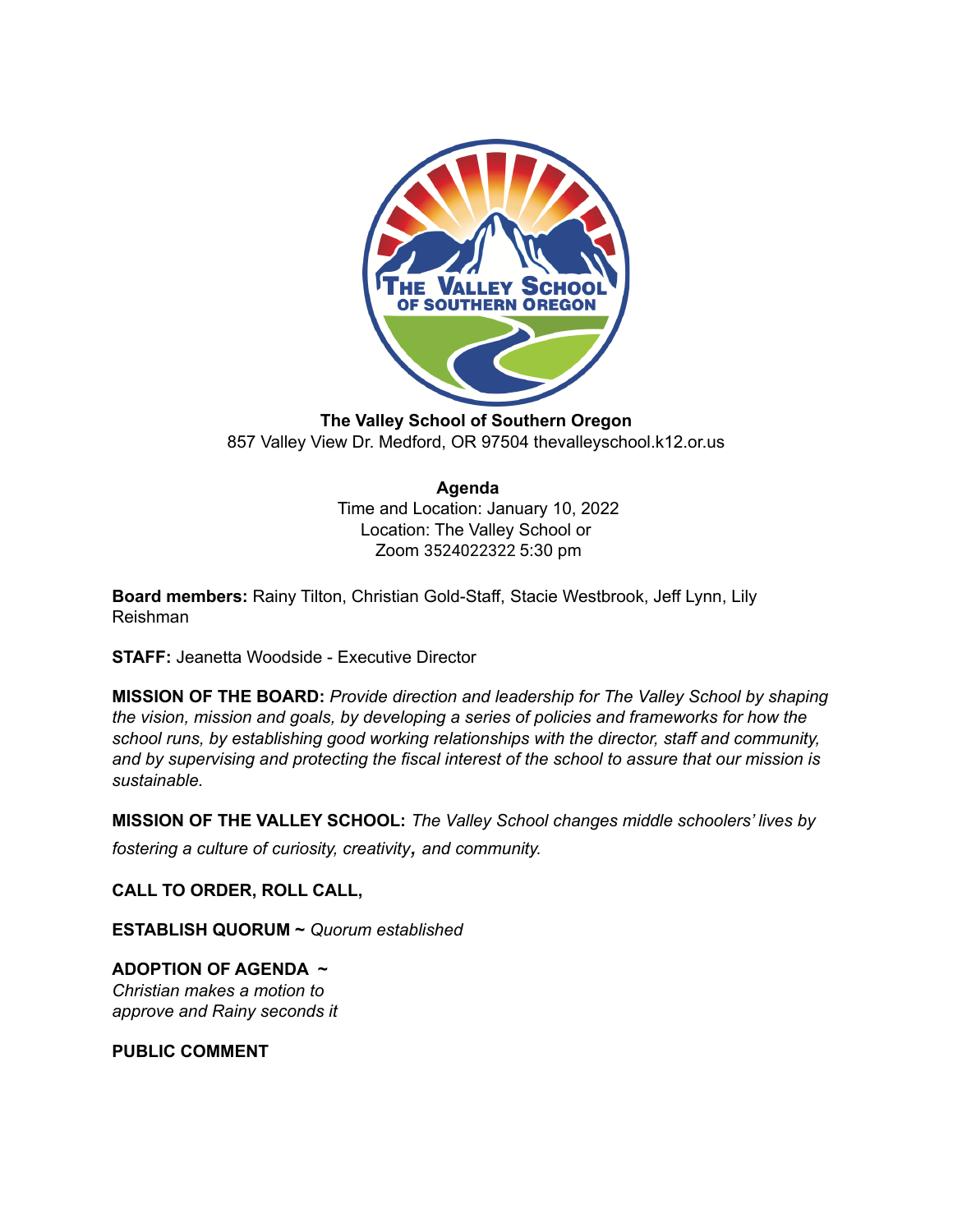**The Valley School of Southern Oregon**
857 Valley View Dr. Medford, OR 97504 thevalleyschool.k12.or.us

**Agenda**
Time and Location: January 10, 2022
Location: The Valley School or
Zoom 3524022322 5:30 pm

**Board members:** Rainy Tilton, Christian Gold-Staff, Stacie Westbrook, Jeff Lynn, Lily Reishman

**STAFF:** Jeanetta Woodside - Executive Director

**MISSION OF THE BOARD:** *Provide direction and leadership for The Valley School by shaping the vision, mission and goals, by developing a series of policies and frameworks for how the school runs, by establishing good working relationships with the director, staff and community, and by supervising and protecting the fiscal interest of the school to assure that our mission is sustainable.*

**MISSION OF THE VALLEY SCHOOL:** *The Valley School changes middle schoolers' lives by fostering a culture of curiosity, creativity, and community.*

**CALL TO ORDER, ROLL CALL,**

**ESTABLISH QUORUM ~** *Quorum established*

**ADOPTION OF AGENDA ~**
*Christian makes a motion to approve and Rainy seconds it*

**PUBLIC COMMENT**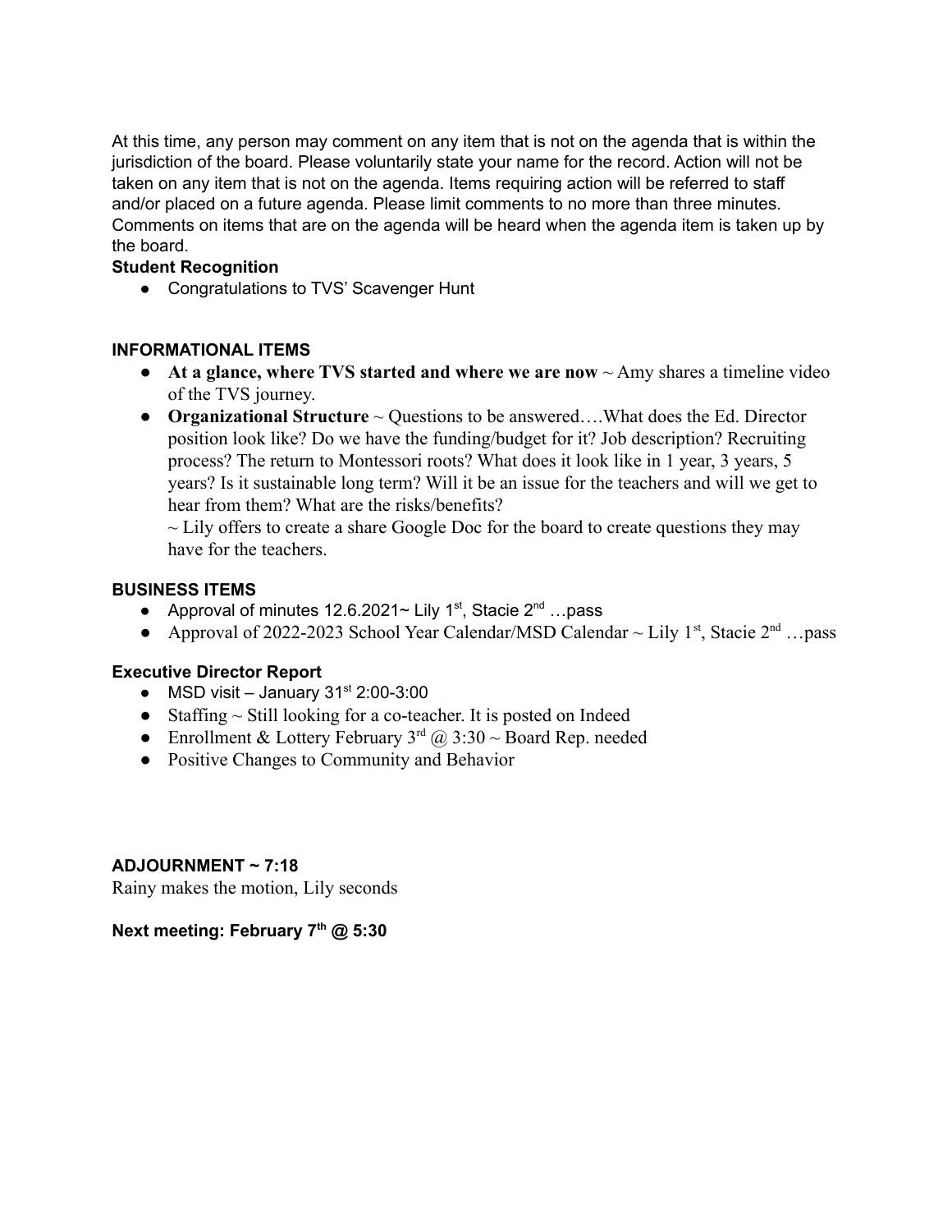At this time, any person may comment on any item that is not on the agenda that is within the jurisdiction of the board. Please voluntarily state your name for the record. Action will not be taken on any item that is not on the agenda. Items requiring action will be referred to staff and/or placed on a future agenda. Please limit comments to no more than three minutes. Comments on items that are on the agenda will be heard when the agenda item is taken up by the board.

**Student Recognition**

- Congratulations to TVS' Scavenger Hunt

**INFORMATIONAL ITEMS**

- **At a glance, where TVS started and where we are now** ~ Amy shares a timeline video of the TVS journey.
- **Organizational Structure** ~ Questions to be answered….What does the Ed. Director position look like? Do we have the funding/budget for it? Job description? Recruiting process? The return to Montessori roots? What does it look like in 1 year, 3 years, 5 years? Is it sustainable long term? Will it be an issue for the teachers and will we get to hear from them? What are the risks/benefits?
  ~ Lily offers to create a share Google Doc for the board to create questions they may have for the teachers.

**BUSINESS ITEMS**

- Approval of minutes 12.6.2021~ Lily 1st, Stacie 2nd …pass
- Approval of 2022-2023 School Year Calendar/MSD Calendar ~ Lily 1st, Stacie 2nd …pass

**Executive Director Report**

- MSD visit – January 31st 2:00-3:00
- Staffing ~ Still looking for a co-teacher. It is posted on Indeed
- Enrollment & Lottery February 3rd @ 3:30 ~ Board Rep. needed
- Positive Changes to Community and Behavior

**ADJOURNMENT ~ 7:18**

Rainy makes the motion, Lily seconds

**Next meeting: February 7th @ 5:30**